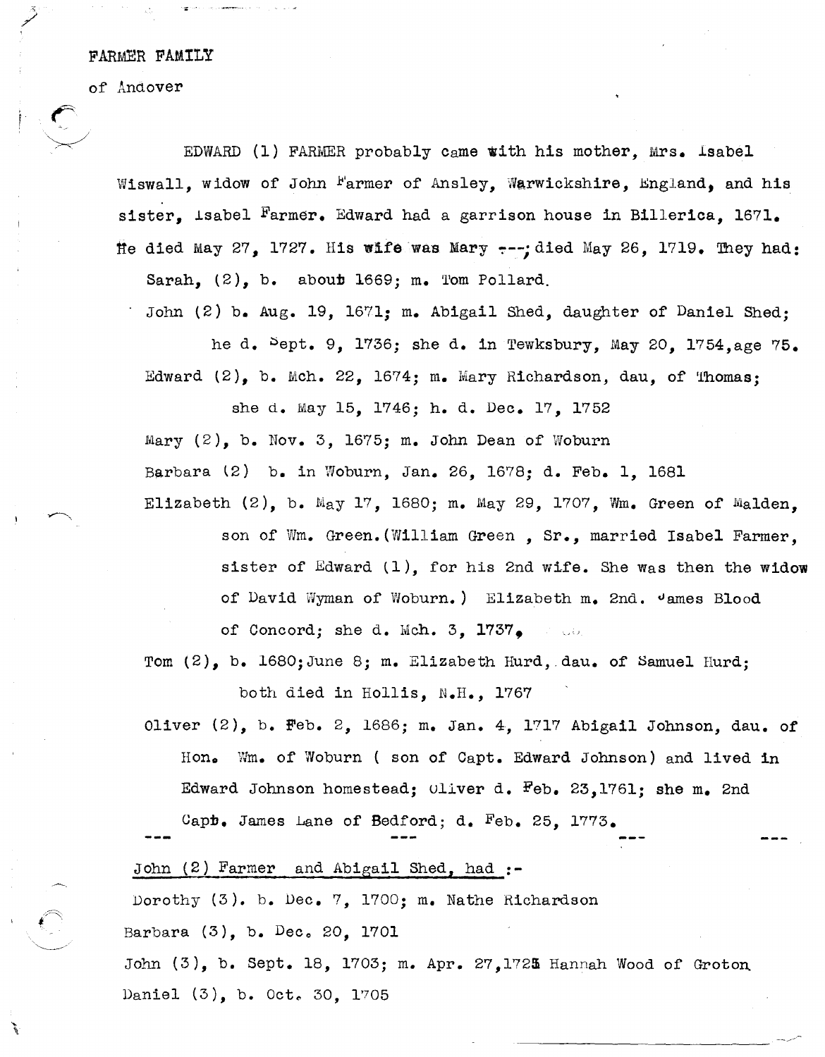FARMER FAMILY

of Andover

EDWARD (1) FARMER probably came with his mother, Mrs. Isabel Wiswall, widow of John Farmer of Ansley, Warwickshire, England, and his sister, Isabel Farmer. Edward had a garrison house in Billerica, 1671. He died May 27, 1727. His wife was Mary ---; died May 26, 1719. They had:

Sarah, (2), b. about 1669; m. Tom Pollard.

John (2) b. Aug. 19, 1671; m. Abigail Shed, daughter of Daniel Shed; he d. Sept. 9, 1736; she d. in Tewksbury, May 20, 1754, age 75.

Edward (2), b. Mch. 22, 1674; m. Mary Richardson, dau, of Thomas; she d. May 15, 1746; h. d. Dec. 17, 1752

Mary (2), b. Nov. 3, 1675; m. John Dean of Woburn

Barbara (2) b. in Woburn, Jan. 26, 1678; d. Feb. 1, 1681

Elizabeth (2), b. May 17, 1680; m. May 29, 1707, Wm. Green of Malden, son of Wm. Green. (William Green , Sr., married Isabel Farmer, sister of Edward (1), for his 2nd wife. She was then the widow of David Wyman of Woburn.) Elizabeth m. 2nd. James Blood of Concord; she d. Mch. 3, 1737.

Tom (2), b. 1680; June 8; m. Elizabeth Hurd, dau. of Samuel Hurd; both died in Hollis, N.H., 1767

Oliver (2), b. Feb. 2, 1686; m. Jan. 4, 1717 Abigail Johnson, dau. of Hon. Wm. of Woburn ( son of Capt. Edward Johnson) and lived in Edward Johnson homestead; Oliver d. Feb. 23, 1761; she m. 2nd Capt. James Lane of Bedford; d. Feb. 25, 1773.

--- --- --- ---

John (2) Farmer and Abigail Shed, had :-

Dorothy (3). b. Dec. 7, 1700; m. Nathe Richardson

Barbara (3), b. Dec. 20, 1701

John (3), b. Sept. 18, 1703; m. Apr. 27, 1725 Hannah Wood of Groton

Daniel (3), b. Oct. 30, 1705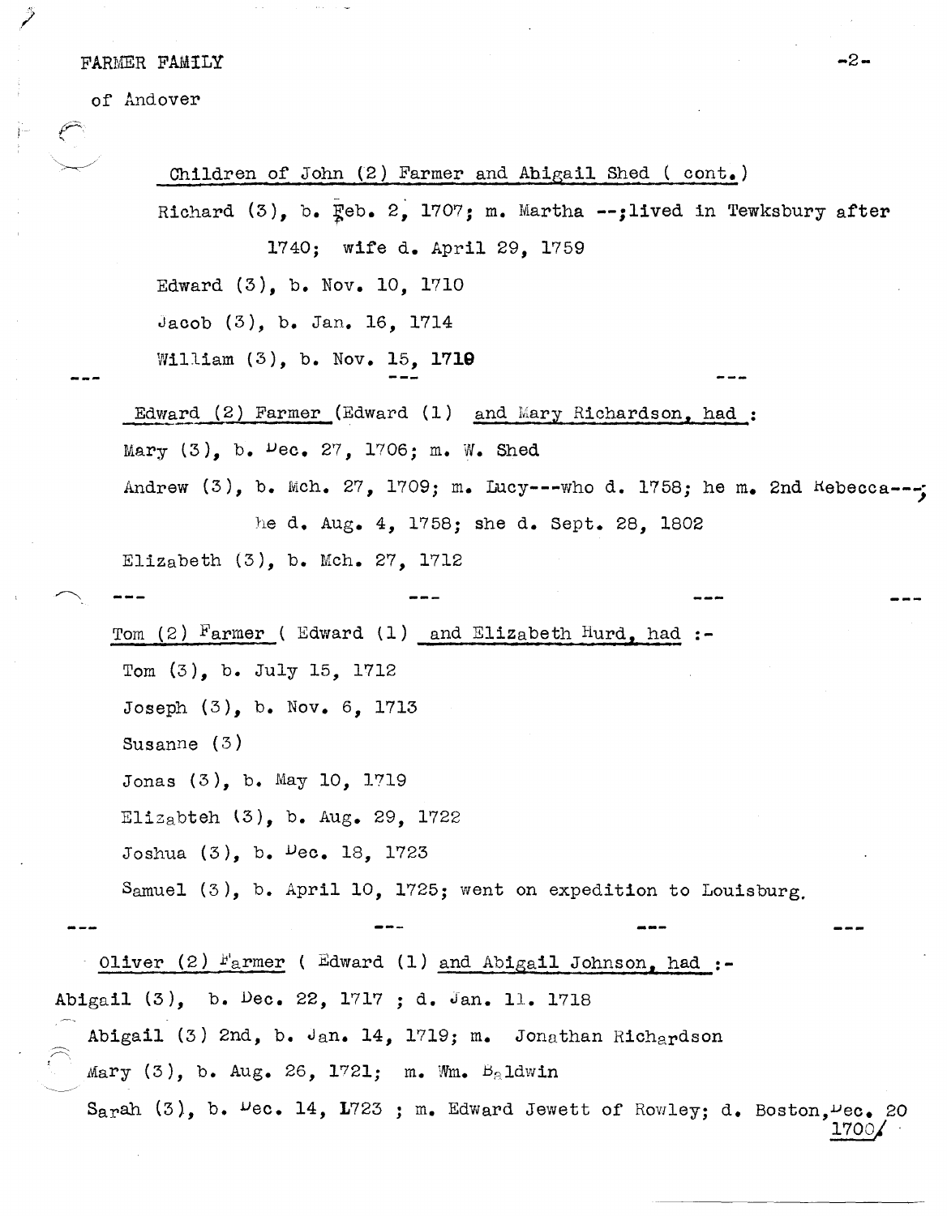FARMER FAMILY

of Andover

Children of John (2) Farmer and Abigail Shed ( cont.)

Richard (3), b. Feb. 2, 1707; m. Martha --;lived in Tewksbury after 1740; wife d. April 29, 1759

Edward (3), b. Nov. 10, 1710

Jacob (3), b. Jan. 16, 1714

William (3), b. Nov. 15, 1719

--- --- ---

Edward (2) Farmer (Edward (1) and Mary Richardson, had :

Mary (3), b. Dec. 27, 1706; m. W. Shed

Andrew (3), b. Mch. 27, 1709; m. Lucy---who d. 1758; he m. 2nd Rebecca---; he d. Aug. 4, 1758; she d. Sept. 28, 1802

Elizabeth (3), b. Mch. 27, 1712

--- --- --- ---

Tom (2) Farmer ( Edward (1) and Elizabeth Hurd, had :-

Tom (3), b. July 15, 1712

Joseph (3), b. Nov. 6, 1713

Susanne (3)

Jonas (3), b. May 10, 1719

Elizabteh (3), b. Aug. 29, 1722

Joshua (3), b. Dec. 18, 1723

Samuel (3), b. April 10, 1725; went on expedition to Louisburg.

--- --- --- ---

Oliver (2) Farmer ( Edward (1) and Abigail Johnson, had :-

Abigail (3), b. Dec. 22, 1717 ; d. Jan. 11. 1718

Abigail (3) 2nd, b. Jan. 14, 1719; m. Jonathan Richardson

Mary (3), b. Aug. 26, 1721; m. Wm. Baldwin

Sarah (3), b. Dec. 14, 1723 ; m. Edward Jewett of Rowley; d. Boston, Dec. 20 1700/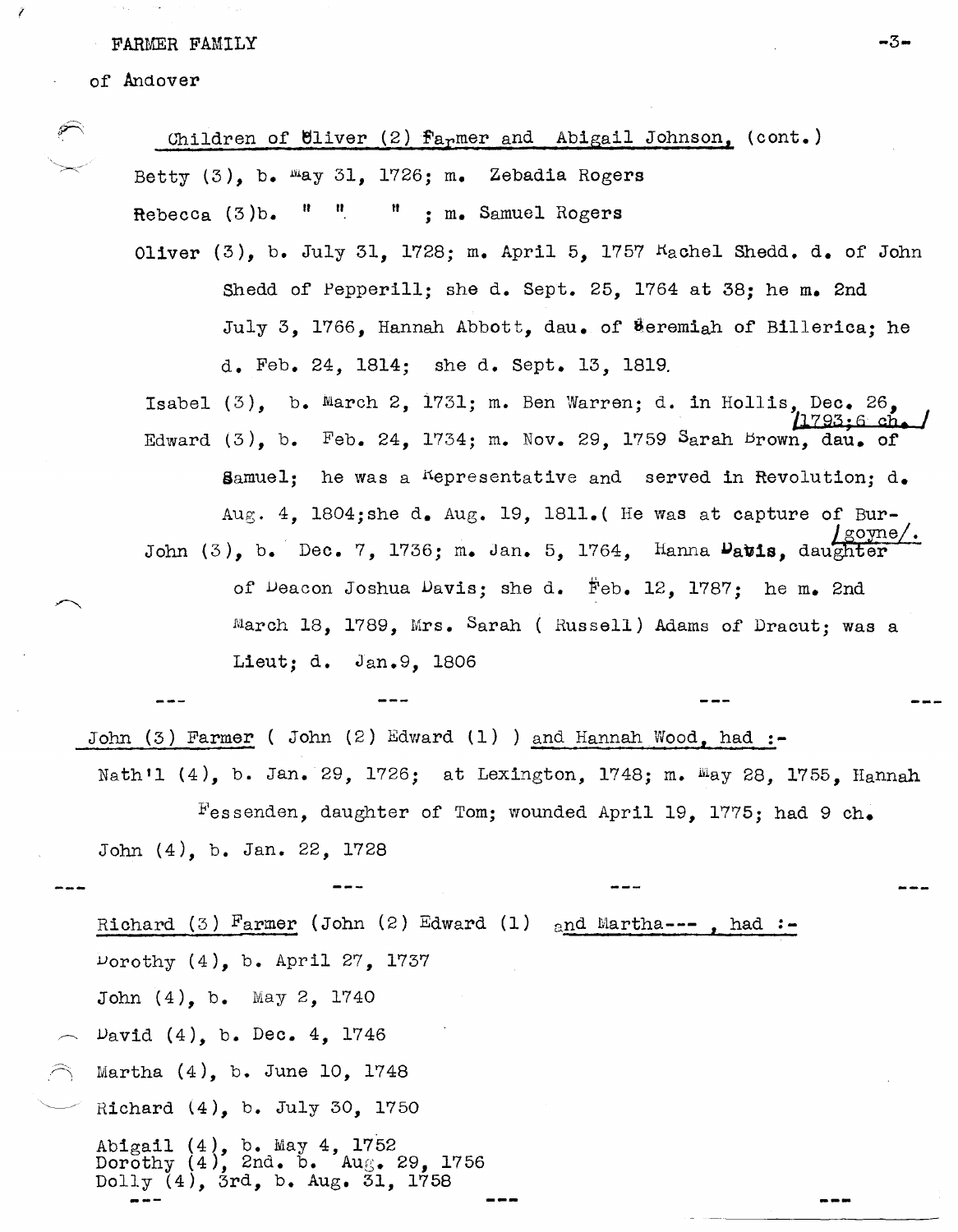FARMER FAMILY

of Andover

Children of Oliver (2) Farmer and Abigail Johnson, (cont.)

Betty (3), b. May 31, 1726; m. Zebadia Rogers

Rebecca (3) b. " " " ; m. Samuel Rogers

Oliver (3), b. July 31, 1728; m. April 5, 1757 Rachel Shedd. d. of John Shedd of Pepperill; she d. Sept. 25, 1764 at 38; he m. 2nd July 3, 1766, Hannah Abbott, dau. of Jeremiah of Billerica; he d. Feb. 24, 1814; she d. Sept. 13, 1819.

Isabel (3), b. March 2, 1731; m. Ben Warren; d. in Hollis, Dec. 26, 1793; 6 ch.

Edward (3), b. Feb. 24, 1734; m. Nov. 29, 1759 Sarah Brown, dau. of Samuel; he was a Representative and served in Revolution; d. Aug. 4, 1804; she d. Aug. 19, 1811. (He was at capture of Burgoyne).

John (3), b. Dec. 7, 1736; m. Jan. 5, 1764, Hanna Davis, daughter of Deacon Joshua Davis; she d. Feb. 12, 1787; he m. 2nd March 18, 1789, Mrs. Sarah (Russell) Adams of Dracut; was a Lieut; d. Jan. 9, 1806

--- --- --- ---

John (3) Farmer ( John (2) Edward (1) ) and Hannah Wood, had :-

Nath'l (4), b. Jan. 29, 1726; at Lexington, 1748; m. May 28, 1755, Hannah Fessenden, daughter of Tom; wounded April 19, 1775; had 9 ch.

John (4), b. Jan. 22, 1728

--- --- --- ---

Richard (3) Farmer (John (2) Edward (1) and Martha--- , had :-

Dorothy (4), b. April 27, 1737

John (4), b. May 2, 1740

David (4), b. Dec. 4, 1746

Martha (4), b. June 10, 1748

Richard (4), b. July 30, 1750

Abigail (4), b. May 4, 1752
Dorothy (4), 2nd. b. Aug. 29, 1756
Dolly (4), 3rd, b. Aug. 31, 1758

--- --- ---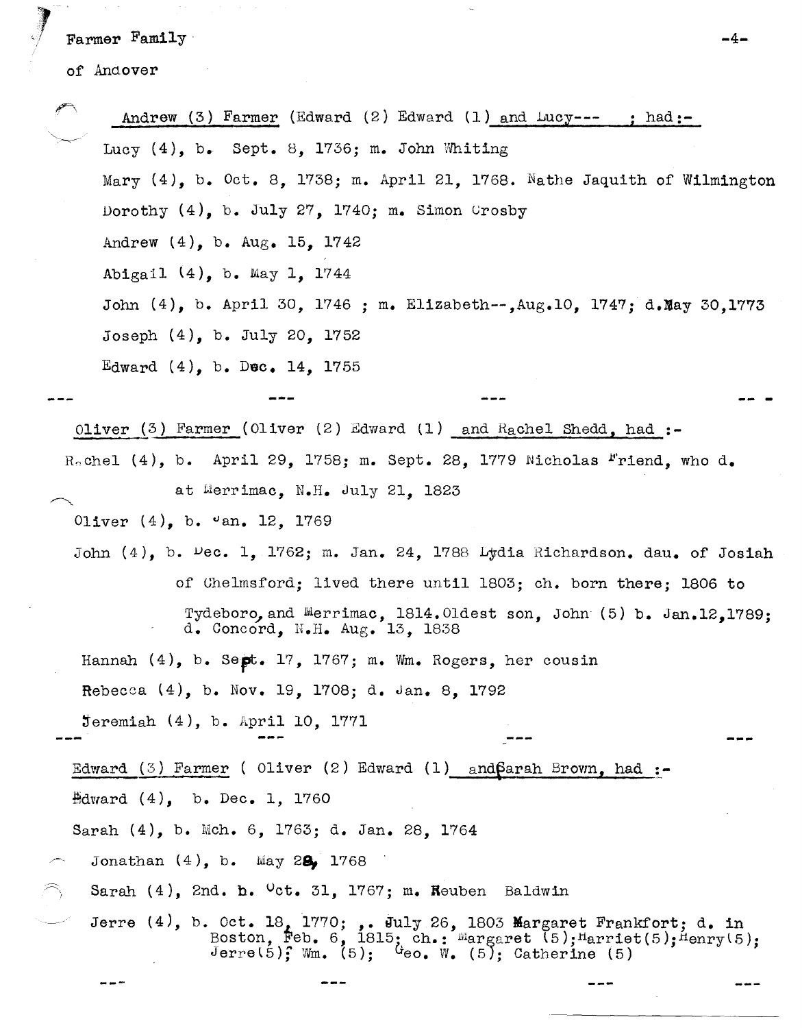Farmer Family

of Andover

Andrew (3) Farmer (Edward (2) Edward (1) and Lucy--- ; had:-

Lucy (4), b. Sept. 8, 1736; m. John Whiting

Mary (4), b. Oct. 8, 1738; m. April 21, 1768. Nathe Jaquith of Wilmington

Dorothy (4), b. July 27, 1740; m. Simon Crosby

Andrew (4), b. Aug. 15, 1742

Abigail (4), b. May 1, 1744

John (4), b. April 30, 1746 ; m. Elizabeth--,Aug.10, 1747; d.May 30,1773

Joseph (4), b. July 20, 1752

Edward (4), b. Dec. 14, 1755

--- --- --- ---

Oliver (3) Farmer (Oliver (2) Edward (1) and Rachel Shedd, had :-

Rachel (4), b. April 29, 1758; m. Sept. 28, 1779 Nicholas Friend, who d. at Merrimac, N.H. July 21, 1823

Oliver (4), b. Jan. 12, 1769

John (4), b. Dec. 1, 1762; m. Jan. 24, 1788 Lydia Richardson. dau. of Josiah of Chelmsford; lived there until 1803; ch. born there; 1806 to Tydeboro, and Merrimac, 1814. Oldest son, John (5) b. Jan.12,1789; d. Concord, N.H. Aug. 13, 1838

Hannah (4), b. Sept. 17, 1767; m. Wm. Rogers, her cousin

Rebecca (4), b. Nov. 19, 1708; d. Jan. 8, 1792

Jeremiah (4), b. April 10, 1771

--- --- --- ---

Edward (3) Farmer ( Oliver (2) Edward (1) and Sarah Brown, had :-

Edward (4), b. Dec. 1, 1760

Sarah (4), b. Mch. 6, 1763; d. Jan. 28, 1764

Jonathan (4), b. May 28, 1768

Sarah (4), 2nd. b. Oct. 31, 1767; m. Reuben Baldwin

Jerre (4), b. Oct. 18, 1770; ,. July 26, 1803 Margaret Frankfort; d. in Boston, Feb. 6, 1815; ch.: Margaret (5); Harriet(5); Henry(5); Jerre(5); Wm. (5); Geo. W. (5); Catherine (5)

--- --- --- ---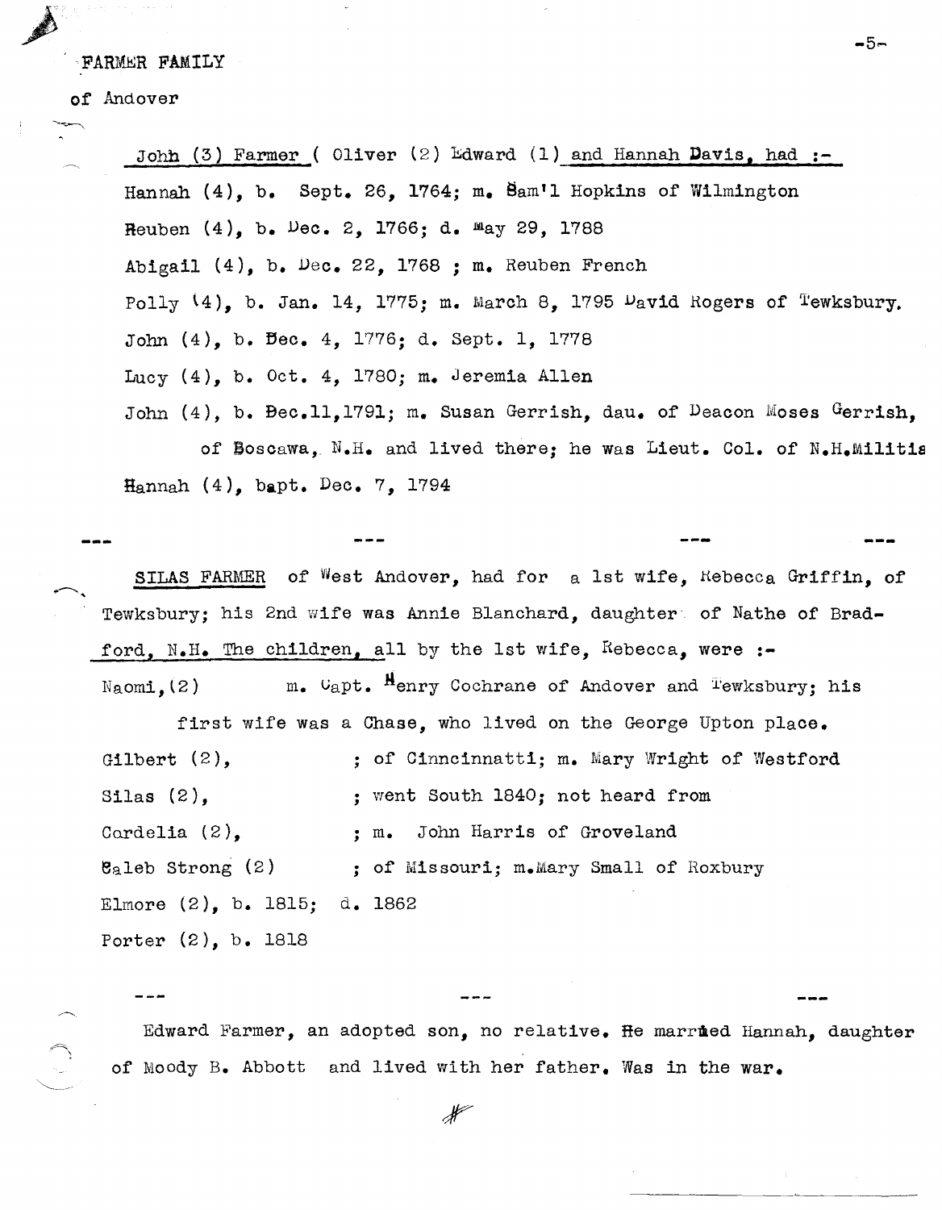FARMER FAMILY

of Andover

John (3) Farmer ( Oliver (2) Edward (1) and Hannah Davis, had :-

Hannah (4), b. Sept. 26, 1764; m. Sam'l Hopkins of Wilmington

Reuben (4), b. Dec. 2, 1766; d. May 29, 1788

Abigail (4), b. Dec. 22, 1768 ; m. Reuben French

Polly (4), b. Jan. 14, 1775; m. March 8, 1795 David Rogers of Tewksbury.

John (4), b. Dec. 4, 1776; d. Sept. 1, 1778

Lucy (4), b. Oct. 4, 1780; m. Jeremia Allen

John (4), b. Dec.11,1791; m. Susan Gerrish, dau. of Deacon Moses Gerrish, of Boscawa, N.H. and lived there; he was Lieut. Col. of N.H.Militia

Hannah (4), bapt. Dec. 7, 1794

--- --- --- ---

SILAS FARMER of West Andover, had for a 1st wife, Rebecca Griffin, of Tewksbury; his 2nd wife was Annie Blanchard, daughter of Nathe of Bradford, N.H. The children, all by the 1st wife, Rebecca, were :-

Naomi, (2) m. Capt. Henry Cochrane of Andover and Tewksbury; his first wife was a Chase, who lived on the George Upton place.

Gilbert (2), ; of Cinncinnatti; m. Mary Wright of Westford

Silas (2), ; went South 1840; not heard from

Cordelia (2), ; m. John Harris of Groveland

Caleb Strong (2) ; of Missouri; m.Mary Small of Roxbury

Elmore (2), b. 1815; d. 1862

Porter (2), b. 1818

--- --- ---

Edward Farmer, an adopted son, no relative. He married Hannah, daughter of Moody B. Abbott and lived with her father. Was in the war.